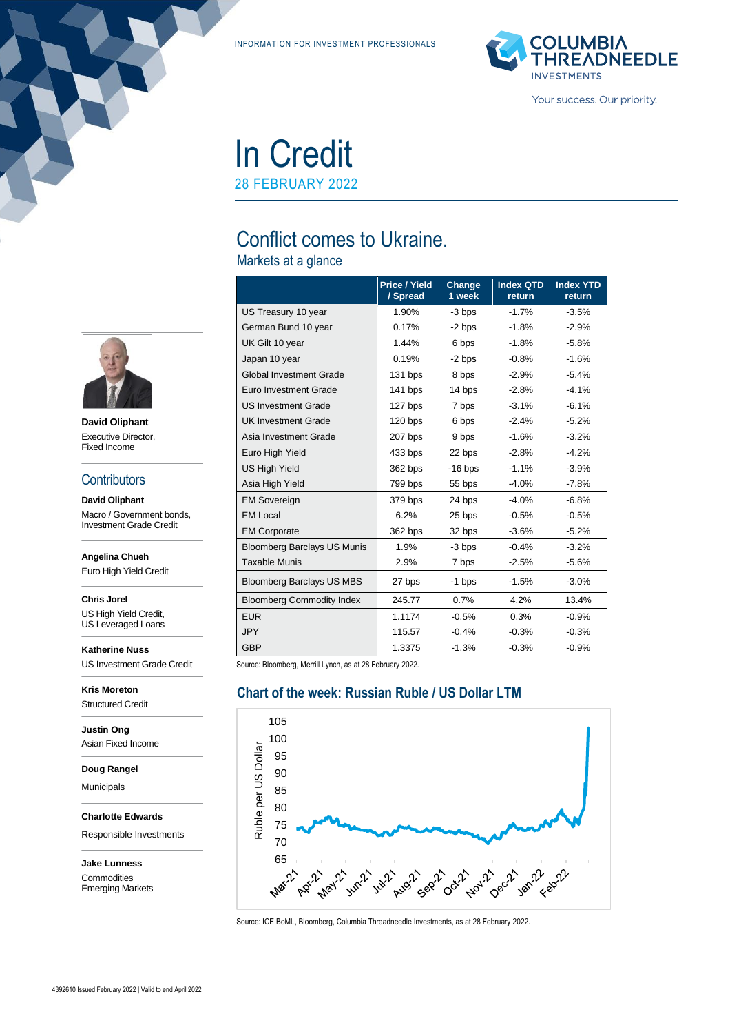INFORMATION FOR INVESTMENT PROFESSIONALS

# In Credit

28 FEBRUARY 2022

## Conflict comes to Ukraine.

### Markets at a glance

| | Price / Yield / Spread | Change 1 week | Index QTD return | Index YTD return |
|---|---|---|---|---|
| US Treasury 10 year | 1.90% | -3 bps | -1.7% | -3.5% |
| German Bund 10 year | 0.17% | -2 bps | -1.8% | -2.9% |
| UK Gilt 10 year | 1.44% | 6 bps | -1.8% | -5.8% |
| Japan 10 year | 0.19% | -2 bps | -0.8% | -1.6% |
| Global Investment Grade | 131 bps | 8 bps | -2.9% | -5.4% |
| Euro Investment Grade | 141 bps | 14 bps | -2.8% | -4.1% |
| US Investment Grade | 127 bps | 7 bps | -3.1% | -6.1% |
| UK Investment Grade | 120 bps | 6 bps | -2.4% | -5.2% |
| Asia Investment Grade | 207 bps | 9 bps | -1.6% | -3.2% |
| Euro High Yield | 433 bps | 22 bps | -2.8% | -4.2% |
| US High Yield | 362 bps | -16 bps | -1.1% | -3.9% |
| Asia High Yield | 799 bps | 55 bps | -4.0% | -7.8% |
| EM Sovereign | 379 bps | 24 bps | -4.0% | -6.8% |
| EM Local | 6.2% | 25 bps | -0.5% | -0.5% |
| EM Corporate | 362 bps | 32 bps | -3.6% | -5.2% |
| Bloomberg Barclays US Munis | 1.9% | -3 bps | -0.4% | -3.2% |
| Taxable Munis | 2.9% | 7 bps | -2.5% | -5.6% |
| Bloomberg Barclays US MBS | 27 bps | -1 bps | -1.5% | -3.0% |
| Bloomberg Commodity Index | 245.77 | 0.7% | 4.2% | 13.4% |
| EUR | 1.1174 | -0.5% | 0.3% | -0.9% |
| JPY | 115.57 | -0.4% | -0.3% | -0.3% |
| GBP | 1.3375 | -1.3% | -0.3% | -0.9% |

Source: Bloomberg, Merrill Lynch, as at 28 February 2022.

### Chart of the week: Russian Ruble / US Dollar LTM

Source: ICE BoML, Bloomberg, Columbia Threadneedle Investments, as at 28 February 2022.

**David Oliphant**
Executive Director,
Fixed Income

## Contributors

**David Oliphant**
Macro / Government bonds, Investment Grade Credit

**Angelina Chueh**
Euro High Yield Credit

**Chris Jorel**
US High Yield Credit, US Leveraged Loans

**Katherine Nuss**
US Investment Grade Credit

**Kris Moreton**
Structured Credit

**Justin Ong**
Asian Fixed Income

**Doug Rangel**
Municipals

**Charlotte Edwards**
Responsible Investments

**Jake Lunness**
Commodities
Emerging Markets

4392610 Issued February 2022 | Valid to end April 2022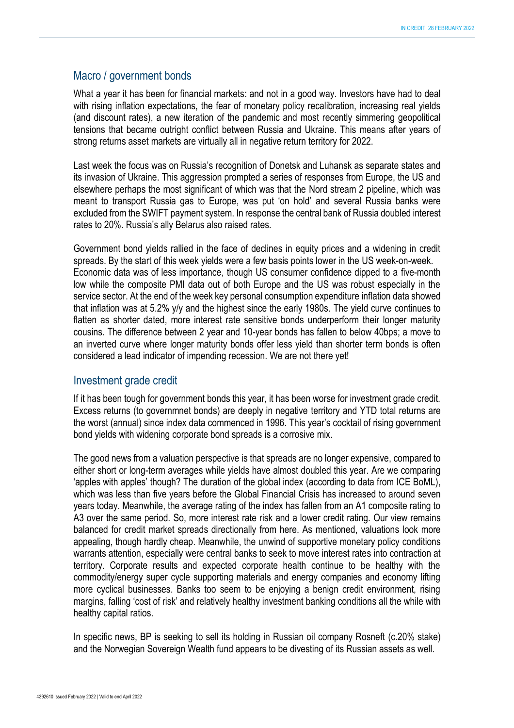## Macro / government bonds

What a year it has been for financial markets: and not in a good way. Investors have had to deal with rising inflation expectations, the fear of monetary policy recalibration, increasing real yields (and discount rates), a new iteration of the pandemic and most recently simmering geopolitical tensions that became outright conflict between Russia and Ukraine. This means after years of strong returns asset markets are virtually all in negative return territory for 2022.

Last week the focus was on Russia's recognition of Donetsk and Luhansk as separate states and its invasion of Ukraine. This aggression prompted a series of responses from Europe, the US and elsewhere perhaps the most significant of which was that the Nord stream 2 pipeline, which was meant to transport Russia gas to Europe, was put 'on hold' and several Russia banks were excluded from the SWIFT payment system. In response the central bank of Russia doubled interest rates to 20%. Russia's ally Belarus also raised rates.

Government bond yields rallied in the face of declines in equity prices and a widening in credit spreads. By the start of this week yields were a few basis points lower in the US week-on-week. Economic data was of less importance, though US consumer confidence dipped to a five-month low while the composite PMI data out of both Europe and the US was robust especially in the service sector. At the end of the week key personal consumption expenditure inflation data showed that inflation was at 5.2% y/y and the highest since the early 1980s. The yield curve continues to flatten as shorter dated, more interest rate sensitive bonds underperform their longer maturity cousins. The difference between 2 year and 10-year bonds has fallen to below 40bps; a move to an inverted curve where longer maturity bonds offer less yield than shorter term bonds is often considered a lead indicator of impending recession. We are not there yet!

## Investment grade credit

If it has been tough for government bonds this year, it has been worse for investment grade credit. Excess returns (to governmnet bonds) are deeply in negative territory and YTD total returns are the worst (annual) since index data commenced in 1996. This year's cocktail of rising government bond yields with widening corporate bond spreads is a corrosive mix.

The good news from a valuation perspective is that spreads are no longer expensive, compared to either short or long-term averages while yields have almost doubled this year. Are we comparing 'apples with apples' though? The duration of the global index (according to data from ICE BoML), which was less than five years before the Global Financial Crisis has increased to around seven years today. Meanwhile, the average rating of the index has fallen from an A1 composite rating to A3 over the same period. So, more interest rate risk and a lower credit rating. Our view remains balanced for credit market spreads directionally from here. As mentioned, valuations look more appealing, though hardly cheap. Meanwhile, the unwind of supportive monetary policy conditions warrants attention, especially were central banks to seek to move interest rates into contraction at territory. Corporate results and expected corporate health continue to be healthy with the commodity/energy super cycle supporting materials and energy companies and economy lifting more cyclical businesses. Banks too seem to be enjoying a benign credit environment, rising margins, falling 'cost of risk' and relatively healthy investment banking conditions all the while with healthy capital ratios.

In specific news, BP is seeking to sell its holding in Russian oil company Rosneft (c.20% stake) and the Norwegian Sovereign Wealth fund appears to be divesting of its Russian assets as well.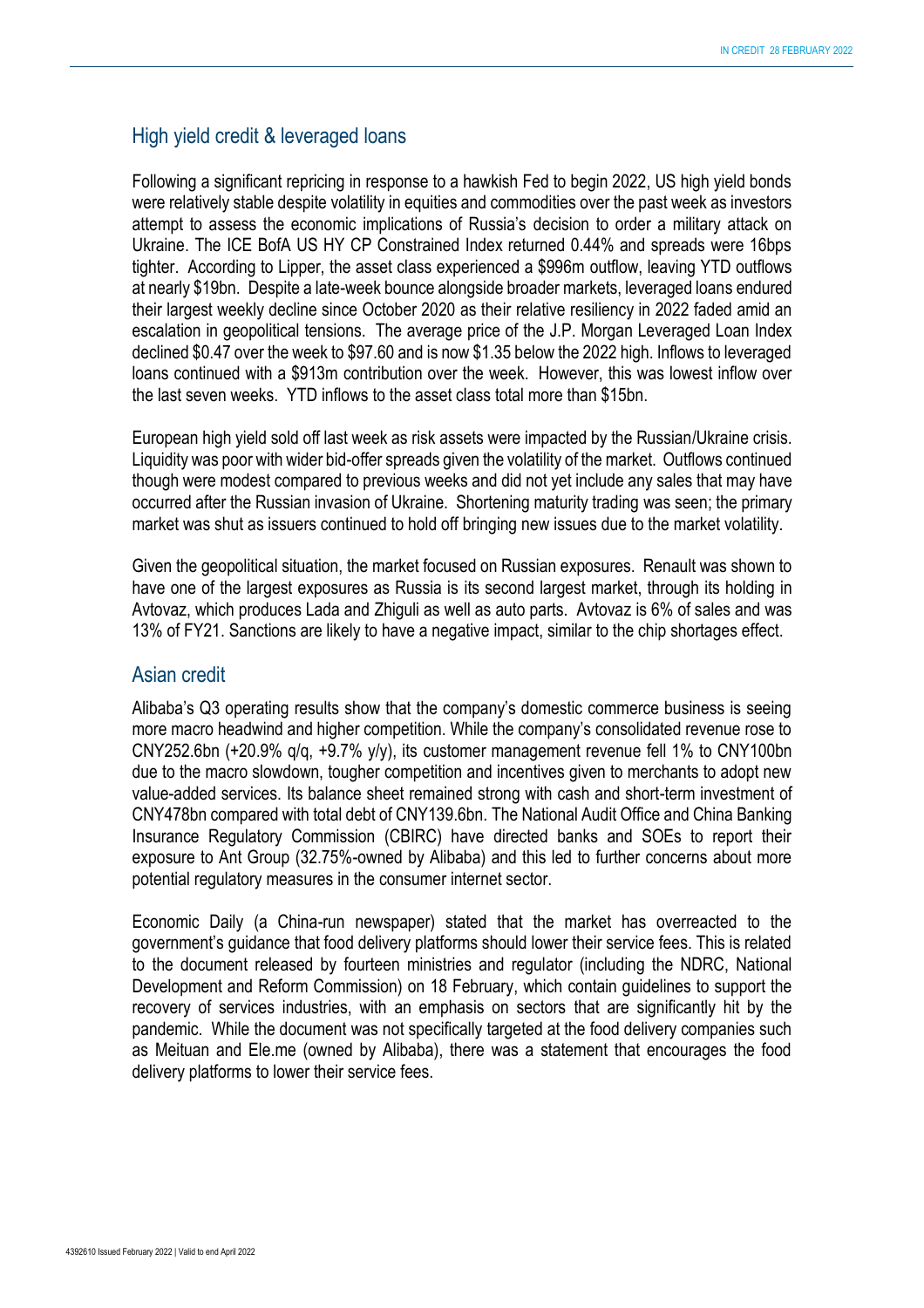## High yield credit & leveraged loans

Following a significant repricing in response to a hawkish Fed to begin 2022, US high yield bonds were relatively stable despite volatility in equities and commodities over the past week as investors attempt to assess the economic implications of Russia's decision to order a military attack on Ukraine. The ICE BofA US HY CP Constrained Index returned 0.44% and spreads were 16bps tighter. According to Lipper, the asset class experienced a $996m outflow, leaving YTD outflows at nearly $19bn. Despite a late-week bounce alongside broader markets, leveraged loans endured their largest weekly decline since October 2020 as their relative resiliency in 2022 faded amid an escalation in geopolitical tensions. The average price of the J.P. Morgan Leveraged Loan Index declined $0.47 over the week to $97.60 and is now $1.35 below the 2022 high. Inflows to leveraged loans continued with a $913m contribution over the week. However, this was lowest inflow over the last seven weeks. YTD inflows to the asset class total more than $15bn.

European high yield sold off last week as risk assets were impacted by the Russian/Ukraine crisis. Liquidity was poor with wider bid-offer spreads given the volatility of the market. Outflows continued though were modest compared to previous weeks and did not yet include any sales that may have occurred after the Russian invasion of Ukraine. Shortening maturity trading was seen; the primary market was shut as issuers continued to hold off bringing new issues due to the market volatility.

Given the geopolitical situation, the market focused on Russian exposures. Renault was shown to have one of the largest exposures as Russia is its second largest market, through its holding in Avtovaz, which produces Lada and Zhiguli as well as auto parts. Avtovaz is 6% of sales and was 13% of FY21. Sanctions are likely to have a negative impact, similar to the chip shortages effect.

## Asian credit

Alibaba's Q3 operating results show that the company's domestic commerce business is seeing more macro headwind and higher competition. While the company's consolidated revenue rose to CNY252.6bn (+20.9% q/q, +9.7% y/y), its customer management revenue fell 1% to CNY100bn due to the macro slowdown, tougher competition and incentives given to merchants to adopt new value-added services. Its balance sheet remained strong with cash and short-term investment of CNY478bn compared with total debt of CNY139.6bn. The National Audit Office and China Banking Insurance Regulatory Commission (CBIRC) have directed banks and SOEs to report their exposure to Ant Group (32.75%-owned by Alibaba) and this led to further concerns about more potential regulatory measures in the consumer internet sector.

Economic Daily (a China-run newspaper) stated that the market has overreacted to the government's guidance that food delivery platforms should lower their service fees. This is related to the document released by fourteen ministries and regulator (including the NDRC, National Development and Reform Commission) on 18 February, which contain guidelines to support the recovery of services industries, with an emphasis on sectors that are significantly hit by the pandemic. While the document was not specifically targeted at the food delivery companies such as Meituan and Ele.me (owned by Alibaba), there was a statement that encourages the food delivery platforms to lower their service fees.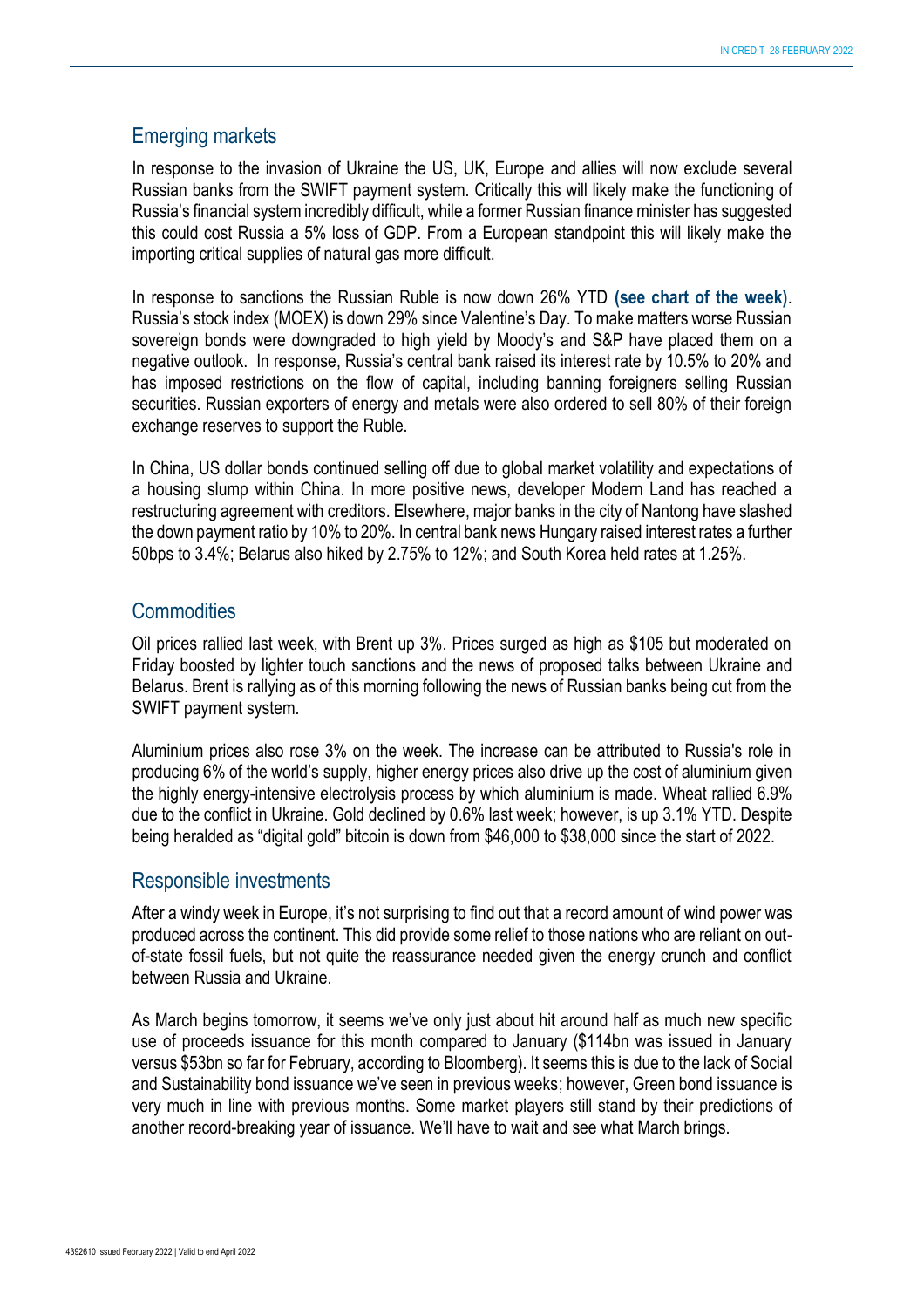## Emerging markets

In response to the invasion of Ukraine the US, UK, Europe and allies will now exclude several Russian banks from the SWIFT payment system. Critically this will likely make the functioning of Russia's financial system incredibly difficult, while a former Russian finance minister has suggested this could cost Russia a 5% loss of GDP. From a European standpoint this will likely make the importing critical supplies of natural gas more difficult.

In response to sanctions the Russian Ruble is now down 26% YTD **(see chart of the week)**. Russia's stock index (MOEX) is down 29% since Valentine's Day. To make matters worse Russian sovereign bonds were downgraded to high yield by Moody's and S&P have placed them on a negative outlook. In response, Russia's central bank raised its interest rate by 10.5% to 20% and has imposed restrictions on the flow of capital, including banning foreigners selling Russian securities. Russian exporters of energy and metals were also ordered to sell 80% of their foreign exchange reserves to support the Ruble.

In China, US dollar bonds continued selling off due to global market volatility and expectations of a housing slump within China. In more positive news, developer Modern Land has reached a restructuring agreement with creditors. Elsewhere, major banks in the city of Nantong have slashed the down payment ratio by 10% to 20%. In central bank news Hungary raised interest rates a further 50bps to 3.4%; Belarus also hiked by 2.75% to 12%; and South Korea held rates at 1.25%.

## Commodities

Oil prices rallied last week, with Brent up 3%. Prices surged as high as $105 but moderated on Friday boosted by lighter touch sanctions and the news of proposed talks between Ukraine and Belarus. Brent is rallying as of this morning following the news of Russian banks being cut from the SWIFT payment system.

Aluminium prices also rose 3% on the week. The increase can be attributed to Russia's role in producing 6% of the world's supply, higher energy prices also drive up the cost of aluminium given the highly energy-intensive electrolysis process by which aluminium is made. Wheat rallied 6.9% due to the conflict in Ukraine. Gold declined by 0.6% last week; however, is up 3.1% YTD. Despite being heralded as "digital gold" bitcoin is down from $46,000 to $38,000 since the start of 2022.

## Responsible investments

After a windy week in Europe, it's not surprising to find out that a record amount of wind power was produced across the continent. This did provide some relief to those nations who are reliant on out-of-state fossil fuels, but not quite the reassurance needed given the energy crunch and conflict between Russia and Ukraine.

As March begins tomorrow, it seems we've only just about hit around half as much new specific use of proceeds issuance for this month compared to January ($114bn was issued in January versus $53bn so far for February, according to Bloomberg). It seems this is due to the lack of Social and Sustainability bond issuance we've seen in previous weeks; however, Green bond issuance is very much in line with previous months. Some market players still stand by their predictions of another record-breaking year of issuance. We'll have to wait and see what March brings.

4392610 Issued February 2022 | Valid to end April 2022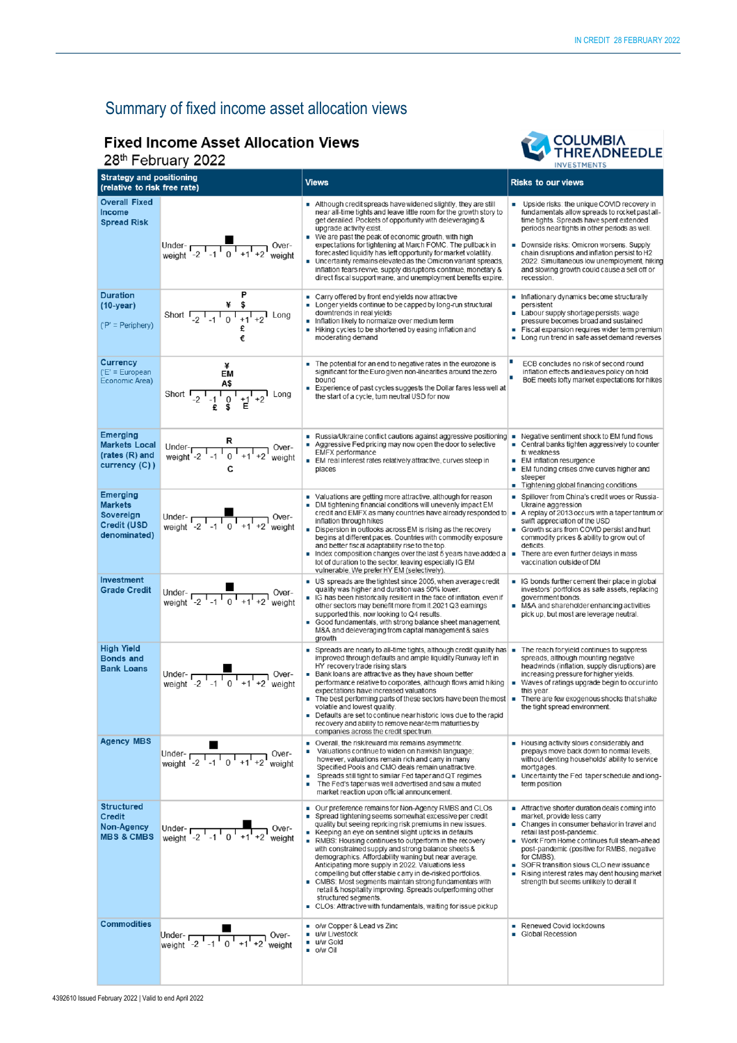# Summary of fixed income asset allocation views

## Fixed Income Asset Allocation Views

28th February 2022

COLUMBIA THREADNEEDLE INVESTMENTS

| Strategy and positioning (relative to risk free rate) | | Views | Risks to our views |
|---|---|---|---|
| **Overall Fixed Income Spread Risk** | Under-weight -2 -1 0 +1 +2 Over-weight (position: 0) | ▪ Although credit spreads have widened slightly, they are still near all-time tights and leave little room for the growth story to get derailed. Pockets of opportunity with deleveraging & upgrade activity exist.<br>▪ We are past the peak of economic growth, with high expectations for tightening at March FOMC. The pullback in forecasted liquidity has left opportunity for market volatility.<br>▪ Uncertainty remains elevated as the Omicron variant spreads, inflation fears revive, supply disruptions continue, monetary & direct fiscal support wane, and unemployment benefits expire. | ▪ Upside risks: the unique COVID recovery in fundamentals allow spreads to rocket past all-time tights. Spreads have spent extended periods near tights in other periods as well.<br>▪ Downside risks: Omicron worsens. Supply chain disruptions and inflation persist to H2 2022. Simultaneous low unemployment, hiking and slowing growth could cause a sell off or recession. |
| **Duration (10-year)**<br>('P' = Periphery) | Short -2 -1 0 +1 +2 Long (positions: P at +1; ¥ at 0; $ at +1; £ at +1; € at +1) | ▪ Carry offered by front end yields now attractive<br>▪ Longer yields continue to be capped by long-run structural downtrends in real yields<br>▪ Inflation likely to normalize over medium term<br>▪ Hiking cycles to be shortened by easing inflation and moderating demand | ▪ Inflationary dynamics become structurally persistent<br>▪ Labour supply shortage persists, wage pressure becomes broad and sustained<br>▪ Fiscal expansion requires wider term premium<br>▪ Long run trend in safe asset demand reverses |
| **Currency**<br>('E' = European Economic Area) | Short -2 -1 0 +1 +2 Long (positions: ¥, EM, A$ at 0; £, $ at 0; E at +1) | ▪ The potential for an end to negative rates in the eurozone is significant for the Euro given non-linearities around the zero bound<br>▪ Experience of past cycles suggests the Dollar fares less well at the start of a cycle, turn neutral USD for now | ▪ ECB concludes no risk of second round inflation effects and leaves policy on hold<br>▪ BoE meets lofty market expectations for hikes |
| **Emerging Markets Local (rates (R) and currency (C))** | Under-weight -2 -1 0 +1 +2 Over-weight (R at 0; C at 0) | ▪ Russia/Ukraine conflict cautions against aggressive positioning<br>▪ Aggressive Fed pricing may now open the door to selective EMFX performance<br>▪ EM real interest rates relatively attractive, curves steep in places | ▪ Negative sentiment shock to EM fund flows<br>▪ Central banks tighten aggressively to counter fx weakness<br>▪ EM inflation resurgence<br>▪ EM funding crises drive curves higher and steeper<br>▪ Tightening global financing conditions |
| **Emerging Markets Sovereign Credit (USD denominated)** | Under-weight -2 -1 0 +1 +2 Over-weight (position: 0) | ▪ Valuations are getting more attractive, although for reason<br>▪ DM tightening financial conditions will unevenly impact EM credit and EMFX as many countries have already responded to inflation through hikes<br>▪ Dispersion in outlooks across EM is rising as the recovery begins at different paces. Countries with commodity exposure and better fiscal adaptability rise to the top<br>▪ Index composition changes over the last 5 years have added a lot of duration to the sector, leaving especially IG EM vulnerable. We prefer HY EM (selectively). | ▪ Spillover from China's credit woes or Russia-Ukraine aggression<br>▪ A replay of 2013 occurs with a taper tantrum or swift appreciation of the USD<br>▪ Growth scars from COVID persist and hurt commodity prices & ability to grow out of deficits.<br>▪ There are even further delays in mass vaccination outside of DM |
| **Investment Grade Credit** | Under-weight -2 -1 0 +1 +2 Over-weight (position: 0) | ▪ US spreads are the tightest since 2005, when average credit quality was higher and duration was 50% lower.<br>▪ IG has been historically resilient in the face of inflation, even if other sectors may benefit more from it.2021 Q3 earnings supported this, now looking to Q4 results.<br>▪ Good fundamentals, with strong balance sheet management, M&A and deleveraging from capital management & sales growth | ▪ IG bonds further cement their place in global investors' portfolios as safe assets, replacing government bonds.<br>▪ M&A and shareholder enhancing activities pick up, but most are leverage neutral. |
| **High Yield Bonds and Bank Loans** | Under-weight -2 -1 0 +1 +2 Over-weight (position: 0) | ▪ Spreads are nearly to all-time tights, although credit quality has improved through defaults and ample liquidity Runway left in HY recovery trade rising stars<br>▪ Bank loans are attractive as they have shown better performance relative to corporates, although flows amid hiking expectations have increased valuations<br>▪ The best performing parts of these sectors have been the most volatile and lowest quality.<br>▪ Defaults are set to continue near historic lows due to the rapid recovery and ability to remove near-term maturities by companies across the credit spectrum. | ▪ The reach for yield continues to suppress spreads, although mounting negative headwinds (inflation, supply disruptions) are increasing pressure for higher yields.<br>▪ Waves of ratings upgrade begin to occur into this year.<br>▪ There are few exogenous shocks that shake the tight spread environment. |
| **Agency MBS** | Under-weight -2 -1 0 +1 +2 Over-weight (position: -1) | ▪ Overall, the risk/reward mix remains asymmetric.<br>▪ Valuations continue to widen on hawkish language; however, valuations remain rich and carry in many Specified Pools and CMO deals remain unattractive.<br>▪ Spreads still tight to similar Fed taper and QT regimes<br>▪ The Fed's taper was well advertised and saw a muted market reaction upon official announcement. | ▪ Housing activity slows considerably and prepays move back down to normal levels, without denting households' ability to service mortgages.<br>▪ Uncertainty in the Fed taper schedule and long-term position |
| **Structured Credit Non-Agency MBS & CMBS** | Under-weight -2 -1 0 +1 +2 Over-weight (position: +1) | ▪ Our preference remains for Non-Agency RMBS and CLOs<br>▪ Spread tightening seems somewhat excessive per credit quality but seeing repricing risk premiums in new issues.<br>▪ Keeping an eye on sentinel slight upticks in defaults<br>▪ RMBS: Housing continues to outperform in the recovery with constrained supply and strong balance sheets & demographics. Affordability waning but near average. Anticipating more supply in 2022. Valuations less compelling but offer stable carry in de-risked portfolios.<br>▪ CMBS: Most segments maintain strong fundamentals with retail & hospitality improving. Spreads outperforming other structured segments.<br>▪ CLOs: Attractive with fundamentals, waiting for issue pickup | ▪ Attractive shorter duration deals coming into market, provide less carry<br>▪ Changes in consumer behavior in travel and retail last post-pandemic.<br>▪ Work From Home continues full steam-ahead post-pandemic (positive for RMBS, negative for CMBS).<br>▪ SOFR transition slows CLO new issuance<br>▪ Rising interest rates may dent housing market strength but seems unlikely to derail it |
| **Commodities** | Under-weight -2 -1 0 +1 +2 Over-weight (position: 0) | ▪ o/w Copper & Lead vs Zinc<br>▪ u/w Livestock<br>▪ u/w Gold<br>▪ o/w Oil | ▪ Renewed Covid lockdowns<br>▪ Global Recession |

4392610 Issued February 2022 | Valid to end April 2022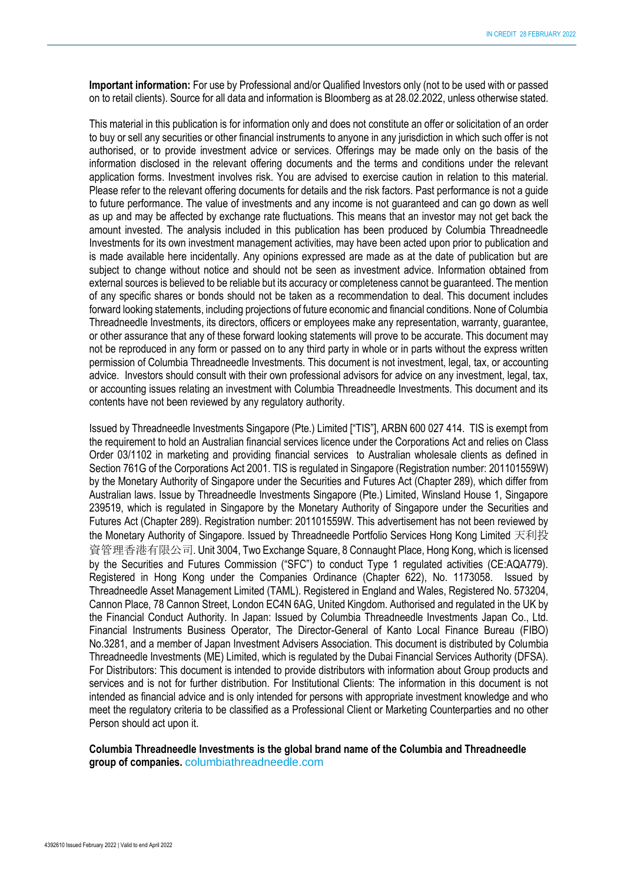**Important information:** For use by Professional and/or Qualified Investors only (not to be used with or passed on to retail clients). Source for all data and information is Bloomberg as at 28.02.2022, unless otherwise stated.

This material in this publication is for information only and does not constitute an offer or solicitation of an order to buy or sell any securities or other financial instruments to anyone in any jurisdiction in which such offer is not authorised, or to provide investment advice or services. Offerings may be made only on the basis of the information disclosed in the relevant offering documents and the terms and conditions under the relevant application forms. Investment involves risk. You are advised to exercise caution in relation to this material. Please refer to the relevant offering documents for details and the risk factors. Past performance is not a guide to future performance. The value of investments and any income is not guaranteed and can go down as well as up and may be affected by exchange rate fluctuations. This means that an investor may not get back the amount invested. The analysis included in this publication has been produced by Columbia Threadneedle Investments for its own investment management activities, may have been acted upon prior to publication and is made available here incidentally. Any opinions expressed are made as at the date of publication but are subject to change without notice and should not be seen as investment advice. Information obtained from external sources is believed to be reliable but its accuracy or completeness cannot be guaranteed. The mention of any specific shares or bonds should not be taken as a recommendation to deal. This document includes forward looking statements, including projections of future economic and financial conditions. None of Columbia Threadneedle Investments, its directors, officers or employees make any representation, warranty, guarantee, or other assurance that any of these forward looking statements will prove to be accurate. This document may not be reproduced in any form or passed on to any third party in whole or in parts without the express written permission of Columbia Threadneedle Investments. This document is not investment, legal, tax, or accounting advice. Investors should consult with their own professional advisors for advice on any investment, legal, tax, or accounting issues relating an investment with Columbia Threadneedle Investments. This document and its contents have not been reviewed by any regulatory authority.

Issued by Threadneedle Investments Singapore (Pte.) Limited ["TIS"], ARBN 600 027 414. TIS is exempt from the requirement to hold an Australian financial services licence under the Corporations Act and relies on Class Order 03/1102 in marketing and providing financial services to Australian wholesale clients as defined in Section 761G of the Corporations Act 2001. TIS is regulated in Singapore (Registration number: 201101559W) by the Monetary Authority of Singapore under the Securities and Futures Act (Chapter 289), which differ from Australian laws. Issue by Threadneedle Investments Singapore (Pte.) Limited, Winsland House 1, Singapore 239519, which is regulated in Singapore by the Monetary Authority of Singapore under the Securities and Futures Act (Chapter 289). Registration number: 201101559W. This advertisement has not been reviewed by the Monetary Authority of Singapore. Issued by Threadneedle Portfolio Services Hong Kong Limited 天利投資管理香港有限公司. Unit 3004, Two Exchange Square, 8 Connaught Place, Hong Kong, which is licensed by the Securities and Futures Commission ("SFC") to conduct Type 1 regulated activities (CE:AQA779). Registered in Hong Kong under the Companies Ordinance (Chapter 622), No. 1173058. Issued by Threadneedle Asset Management Limited (TAML). Registered in England and Wales, Registered No. 573204, Cannon Place, 78 Cannon Street, London EC4N 6AG, United Kingdom. Authorised and regulated in the UK by the Financial Conduct Authority. In Japan: Issued by Columbia Threadneedle Investments Japan Co., Ltd. Financial Instruments Business Operator, The Director-General of Kanto Local Finance Bureau (FIBO) No.3281, and a member of Japan Investment Advisers Association. This document is distributed by Columbia Threadneedle Investments (ME) Limited, which is regulated by the Dubai Financial Services Authority (DFSA). For Distributors: This document is intended to provide distributors with information about Group products and services and is not for further distribution. For Institutional Clients: The information in this document is not intended as financial advice and is only intended for persons with appropriate investment knowledge and who meet the regulatory criteria to be classified as a Professional Client or Marketing Counterparties and no other Person should act upon it.

**Columbia Threadneedle Investments is the global brand name of the Columbia and Threadneedle group of companies.** columbiathreadneedle.com

4392610 Issued February 2022 | Valid to end April 2022